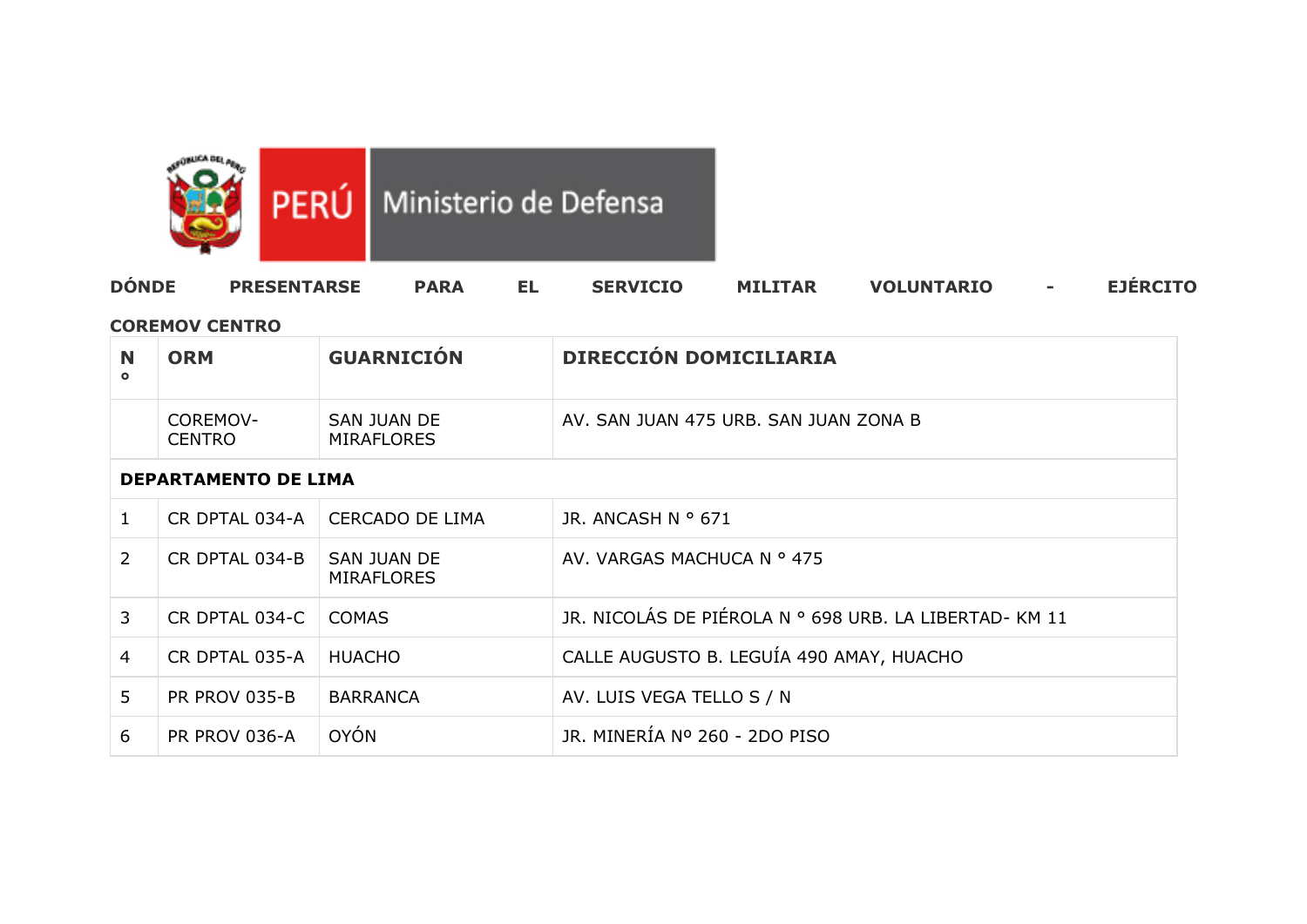**DÓNDE PRESENTARSE PARA EL SERVICIO MILITAR VOLUNTARIO - EJÉRCITO**

**COREMOV CENTRO**

| N ° | ORM | GUARNICIÓN | DIRECCIÓN DOMICILIARIA |
|---|---|---|---|
| | COREMOV-CENTRO | SAN JUAN DE MIRAFLORES | AV. SAN JUAN 475 URB. SAN JUAN ZONA B |
| **DEPARTAMENTO DE LIMA** | | | |
| 1 | CR DPTAL 034-A | CERCADO DE LIMA | JR. ANCASH N ° 671 |
| 2 | CR DPTAL 034-B | SAN JUAN DE MIRAFLORES | AV. VARGAS MACHUCA N ° 475 |
| 3 | CR DPTAL 034-C | COMAS | JR. NICOLÁS DE PIÉROLA N ° 698 URB. LA LIBERTAD- KM 11 |
| 4 | CR DPTAL 035-A | HUACHO | CALLE AUGUSTO B. LEGUÍA 490 AMAY, HUACHO |
| 5 | PR PROV 035-B | BARRANCA | AV. LUIS VEGA TELLO S / N |
| 6 | PR PROV 036-A | OYÓN | JR. MINERÍA Nº 260 - 2DO PISO |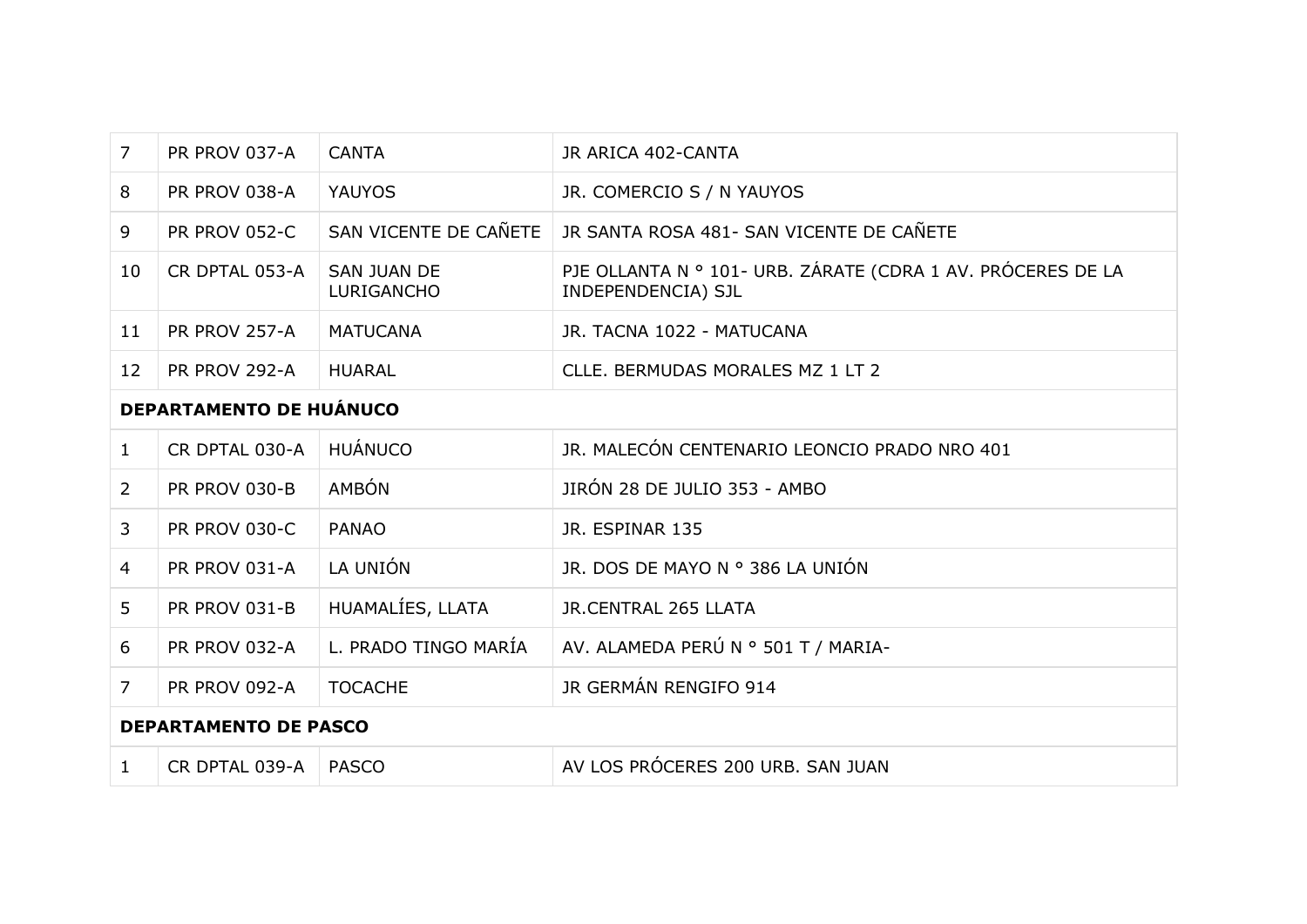| | | | |
|---|---|---|---|
| 7 | PR PROV 037-A | CANTA | JR ARICA 402-CANTA |
| 8 | PR PROV 038-A | YAUYOS | JR. COMERCIO S / N YAUYOS |
| 9 | PR PROV 052-C | SAN VICENTE DE CAÑETE | JR SANTA ROSA 481- SAN VICENTE DE CAÑETE |
| 10 | CR DPTAL 053-A | SAN JUAN DE LURIGANCHO | PJE OLLANTA N ° 101- URB. ZÁRATE (CDRA 1 AV. PRÓCERES DE LA INDEPENDENCIA) SJL |
| 11 | PR PROV 257-A | MATUCANA | JR. TACNA 1022 - MATUCANA |
| 12 | PR PROV 292-A | HUARAL | CLLE. BERMUDAS MORALES MZ 1 LT 2 |
| **DEPARTAMENTO DE HUÁNUCO** | | | |
| 1 | CR DPTAL 030-A | HUÁNUCO | JR. MALECÓN CENTENARIO LEONCIO PRADO NRO 401 |
| 2 | PR PROV 030-B | AMBÓN | JIRÓN 28 DE JULIO 353 - AMBO |
| 3 | PR PROV 030-C | PANAO | JR. ESPINAR 135 |
| 4 | PR PROV 031-A | LA UNIÓN | JR. DOS DE MAYO N ° 386 LA UNIÓN |
| 5 | PR PROV 031-B | HUAMALÍES, LLATA | JR.CENTRAL 265 LLATA |
| 6 | PR PROV 032-A | L. PRADO TINGO MARÍA | AV. ALAMEDA PERÚ N ° 501 T / MARIA- |
| 7 | PR PROV 092-A | TOCACHE | JR GERMÁN RENGIFO 914 |
| **DEPARTAMENTO DE PASCO** | | | |
| 1 | CR DPTAL 039-A | PASCO | AV LOS PRÓCERES 200 URB. SAN JUAN |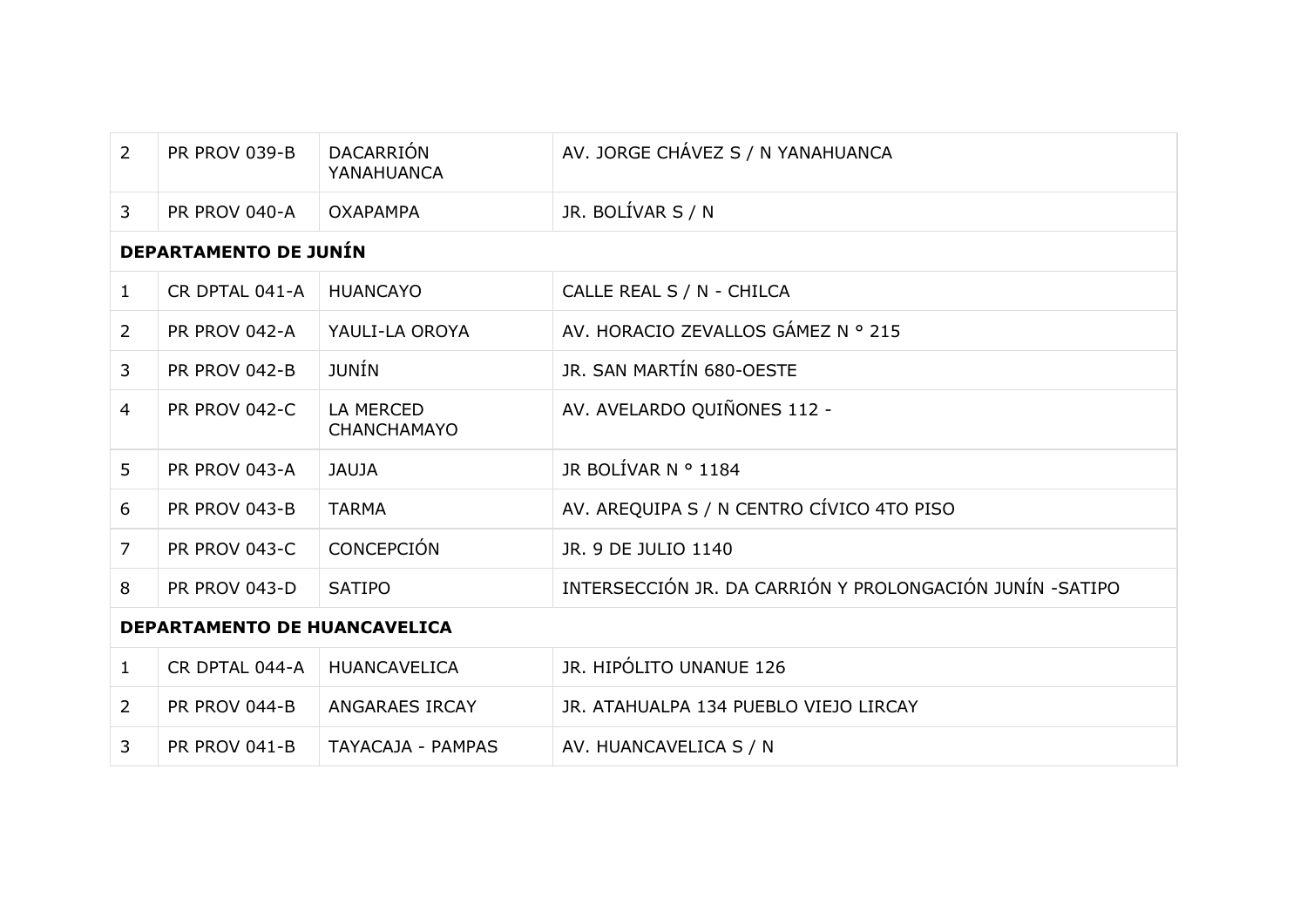| | | | |
|---|---|---|---|
| 2 | PR PROV 039-B | DACARRIÓN YANAHUANCA | AV. JORGE CHÁVEZ S / N YANAHUANCA |
| 3 | PR PROV 040-A | OXAPAMPA | JR. BOLÍVAR S / N |
| **DEPARTAMENTO DE JUNÍN** | | | |
| 1 | CR DPTAL 041-A | HUANCAYO | CALLE REAL S / N - CHILCA |
| 2 | PR PROV 042-A | YAULI-LA OROYA | AV. HORACIO ZEVALLOS GÁMEZ N ° 215 |
| 3 | PR PROV 042-B | JUNÍN | JR. SAN MARTÍN 680-OESTE |
| 4 | PR PROV 042-C | LA MERCED CHANCHAMAYO | AV. AVELARDO QUIÑONES 112 - |
| 5 | PR PROV 043-A | JAUJA | JR BOLÍVAR N ° 1184 |
| 6 | PR PROV 043-B | TARMA | AV. AREQUIPA S / N CENTRO CÍVICO 4TO PISO |
| 7 | PR PROV 043-C | CONCEPCIÓN | JR. 9 DE JULIO 1140 |
| 8 | PR PROV 043-D | SATIPO | INTERSECCIÓN JR. DA CARRIÓN Y PROLONGACIÓN JUNÍN -SATIPO |
| **DEPARTAMENTO DE HUANCAVELICA** | | | |
| 1 | CR DPTAL 044-A | HUANCAVELICA | JR. HIPÓLITO UNANUE 126 |
| 2 | PR PROV 044-B | ANGARAES IRCAY | JR. ATAHUALPA 134 PUEBLO VIEJO LIRCAY |
| 3 | PR PROV 041-B | TAYACAJA - PAMPAS | AV. HUANCAVELICA S / N |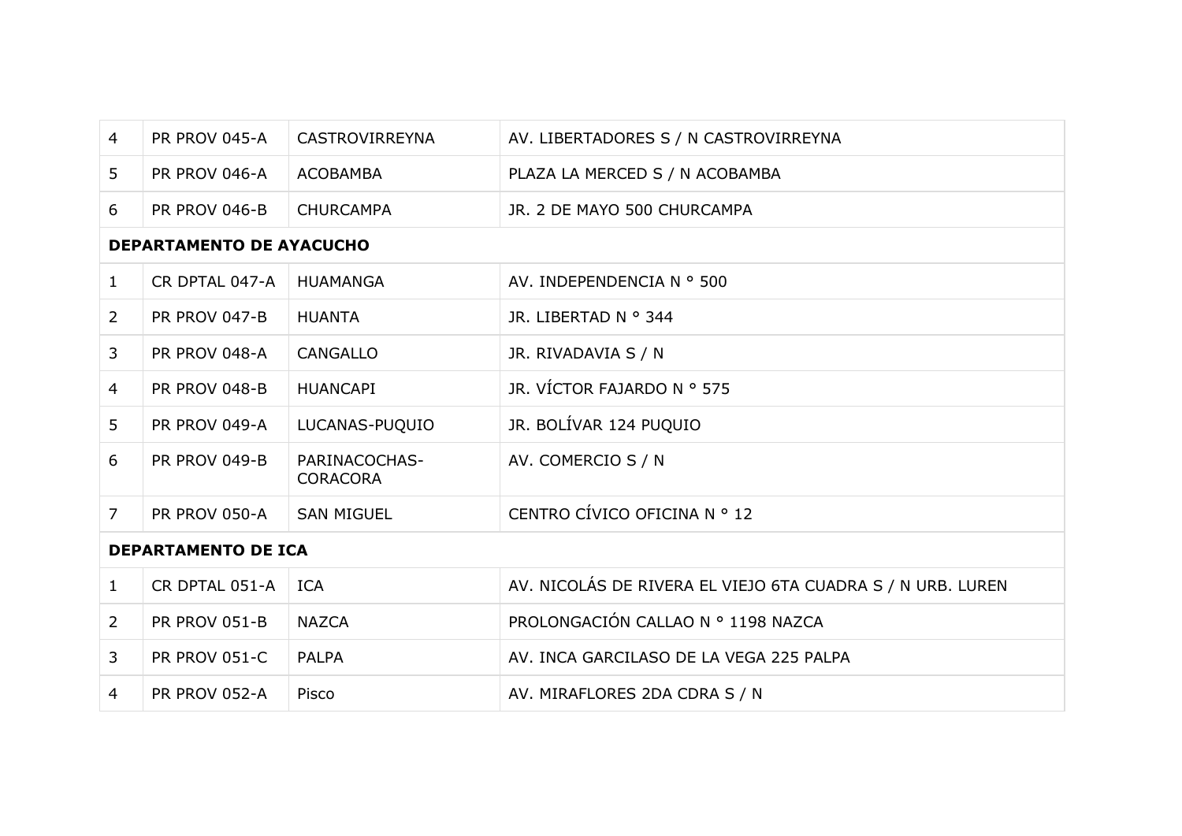| | | | |
|---|---|---|---|
| 4 | PR PROV 045-A | CASTROVIRREYNA | AV. LIBERTADORES S / N CASTROVIRREYNA |
| 5 | PR PROV 046-A | ACOBAMBA | PLAZA LA MERCED S / N ACOBAMBA |
| 6 | PR PROV 046-B | CHURCAMPA | JR. 2 DE MAYO 500 CHURCAMPA |
| **DEPARTAMENTO DE AYACUCHO** | | | |
| 1 | CR DPTAL 047-A | HUAMANGA | AV. INDEPENDENCIA N ° 500 |
| 2 | PR PROV 047-B | HUANTA | JR. LIBERTAD N ° 344 |
| 3 | PR PROV 048-A | CANGALLO | JR. RIVADAVIA S / N |
| 4 | PR PROV 048-B | HUANCAPI | JR. VÍCTOR FAJARDO N ° 575 |
| 5 | PR PROV 049-A | LUCANAS-PUQUIO | JR. BOLÍVAR 124 PUQUIO |
| 6 | PR PROV 049-B | PARINACOCHAS-CORACORA | AV. COMERCIO S / N |
| 7 | PR PROV 050-A | SAN MIGUEL | CENTRO CÍVICO OFICINA N ° 12 |
| **DEPARTAMENTO DE ICA** | | | |
| 1 | CR DPTAL 051-A | ICA | AV. NICOLÁS DE RIVERA EL VIEJO 6TA CUADRA S / N URB. LUREN |
| 2 | PR PROV 051-B | NAZCA | PROLONGACIÓN CALLAO N ° 1198 NAZCA |
| 3 | PR PROV 051-C | PALPA | AV. INCA GARCILASO DE LA VEGA 225 PALPA |
| 4 | PR PROV 052-A | Pisco | AV. MIRAFLORES 2DA CDRA S / N |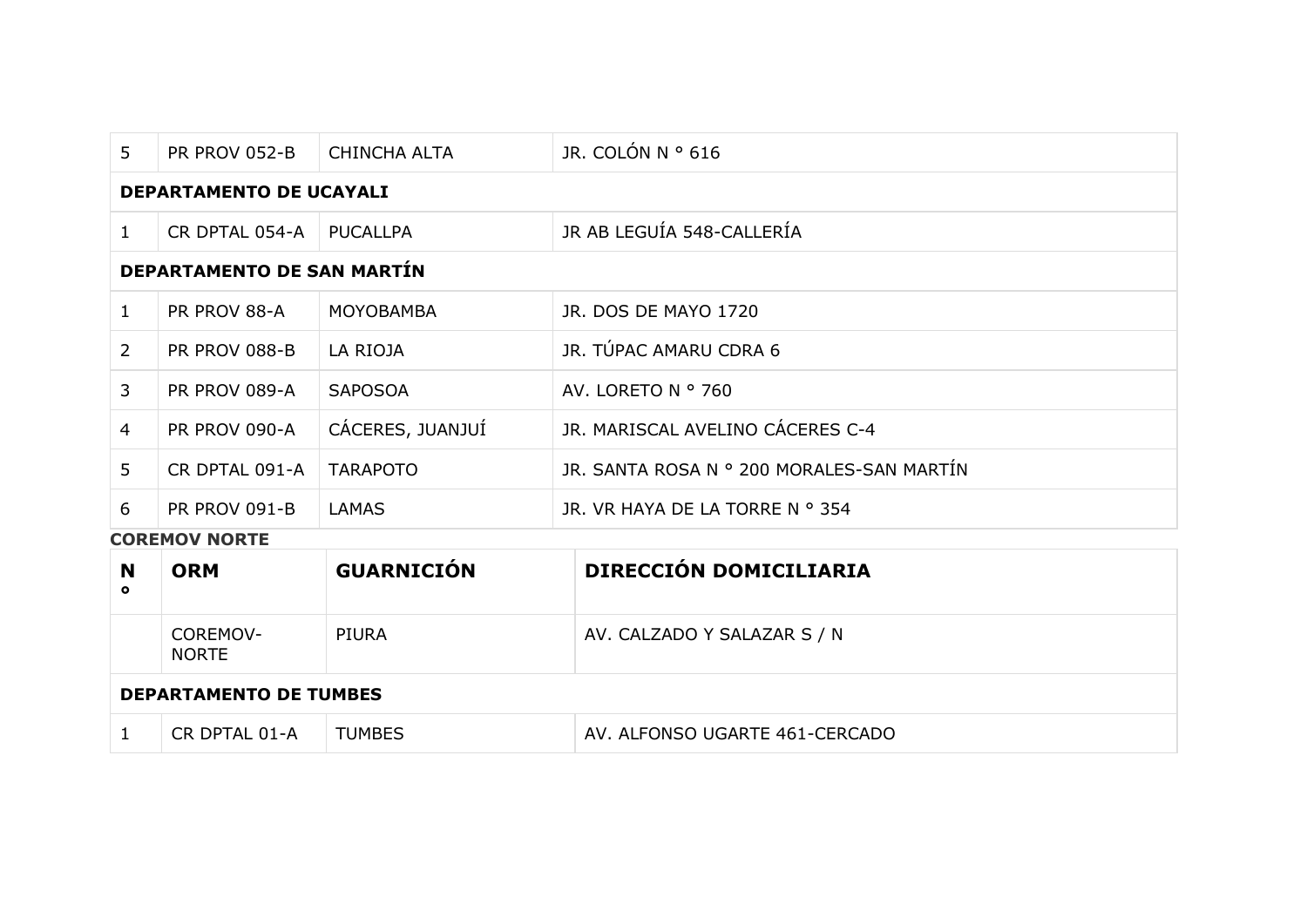| 5 | PR PROV 052-B | CHINCHA ALTA | JR. COLÓN N ° 616 |
|---|---|---|---|
| **DEPARTAMENTO DE UCAYALI** | | | |
| 1 | CR DPTAL 054-A | PUCALLPA | JR AB LEGUÍA 548-CALLERÍA |
| **DEPARTAMENTO DE SAN MARTÍN** | | | |
| 1 | PR PROV 88-A | MOYOBAMBA | JR. DOS DE MAYO 1720 |
| 2 | PR PROV 088-B | LA RIOJA | JR. TÚPAC AMARU CDRA 6 |
| 3 | PR PROV 089-A | SAPOSOA | AV. LORETO N ° 760 |
| 4 | PR PROV 090-A | CÁCERES, JUANJUÍ | JR. MARISCAL AVELINO CÁCERES C-4 |
| 5 | CR DPTAL 091-A | TARAPOTO | JR. SANTA ROSA N ° 200 MORALES-SAN MARTÍN |
| 6 | PR PROV 091-B | LAMAS | JR. VR HAYA DE LA TORRE N ° 354 |

**COREMOV NORTE**

| N ° | ORM | GUARNICIÓN | DIRECCIÓN DOMICILIARIA |
|---|---|---|---|
| | COREMOV-NORTE | PIURA | AV. CALZADO Y SALAZAR S / N |
| **DEPARTAMENTO DE TUMBES** | | | |
| 1 | CR DPTAL 01-A | TUMBES | AV. ALFONSO UGARTE 461-CERCADO |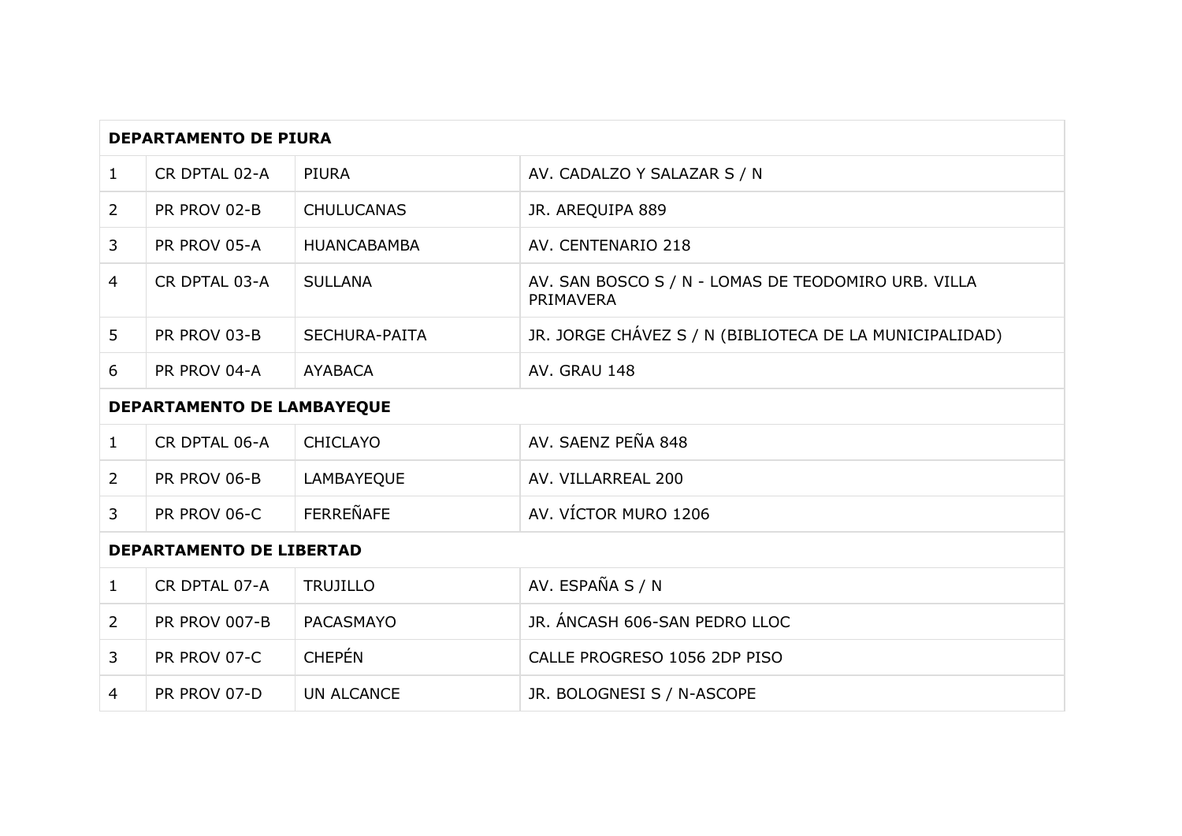| DEPARTAMENTO DE PIURA | | | |
|---|---|---|---|
| 1 | CR DPTAL 02-A | PIURA | AV. CADALZO Y SALAZAR S / N |
| 2 | PR PROV 02-B | CHULUCANAS | JR. AREQUIPA 889 |
| 3 | PR PROV 05-A | HUANCABAMBA | AV. CENTENARIO 218 |
| 4 | CR DPTAL 03-A | SULLANA | AV. SAN BOSCO S / N - LOMAS DE TEODOMIRO URB. VILLA PRIMAVERA |
| 5 | PR PROV 03-B | SECHURA-PAITA | JR. JORGE CHÁVEZ S / N (BIBLIOTECA DE LA MUNICIPALIDAD) |
| 6 | PR PROV 04-A | AYABACA | AV. GRAU 148 |
| **DEPARTAMENTO DE LAMBAYEQUE** | | | |
| 1 | CR DPTAL 06-A | CHICLAYO | AV. SAENZ PEÑA 848 |
| 2 | PR PROV 06-B | LAMBAYEQUE | AV. VILLARREAL 200 |
| 3 | PR PROV 06-C | FERREÑAFE | AV. VÍCTOR MURO 1206 |
| **DEPARTAMENTO DE LIBERTAD** | | | |
| 1 | CR DPTAL 07-A | TRUJILLO | AV. ESPAÑA S / N |
| 2 | PR PROV 007-B | PACASMAYO | JR. ÁNCASH 606-SAN PEDRO LLOC |
| 3 | PR PROV 07-C | CHEPÉN | CALLE PROGRESO 1056 2DP PISO |
| 4 | PR PROV 07-D | UN ALCANCE | JR. BOLOGNESI S / N-ASCOPE |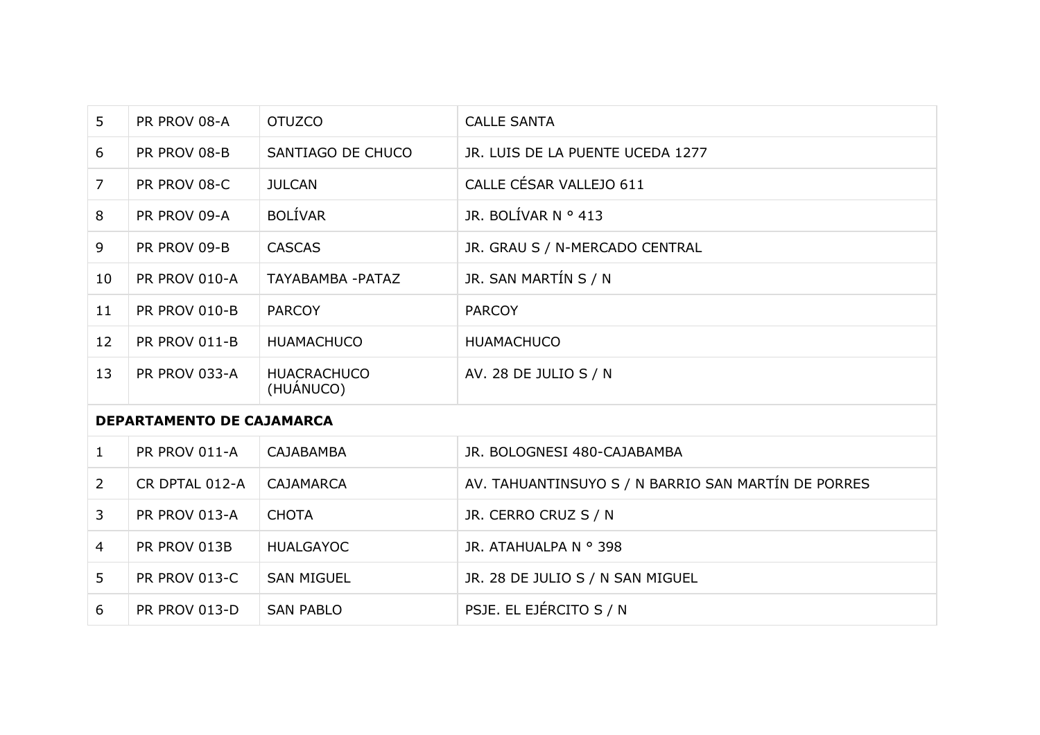| 5 | PR PROV 08-A | OTUZCO | CALLE SANTA |
|---|---|---|---|
| 6 | PR PROV 08-B | SANTIAGO DE CHUCO | JR. LUIS DE LA PUENTE UCEDA 1277 |
| 7 | PR PROV 08-C | JULCAN | CALLE CÉSAR VALLEJO 611 |
| 8 | PR PROV 09-A | BOLÍVAR | JR. BOLÍVAR N ° 413 |
| 9 | PR PROV 09-B | CASCAS | JR. GRAU S / N-MERCADO CENTRAL |
| 10 | PR PROV 010-A | TAYABAMBA -PATAZ | JR. SAN MARTÍN S / N |
| 11 | PR PROV 010-B | PARCOY | PARCOY |
| 12 | PR PROV 011-B | HUAMACHUCO | HUAMACHUCO |
| 13 | PR PROV 033-A | HUACRACHUCO (HUÁNUCO) | AV. 28 DE JULIO S / N |
| **DEPARTAMENTO DE CAJAMARCA** | | | |
| 1 | PR PROV 011-A | CAJABAMBA | JR. BOLOGNESI 480-CAJABAMBA |
| 2 | CR DPTAL 012-A | CAJAMARCA | AV. TAHUANTINSUYO S / N BARRIO SAN MARTÍN DE PORRES |
| 3 | PR PROV 013-A | CHOTA | JR. CERRO CRUZ S / N |
| 4 | PR PROV 013B | HUALGAYOC | JR. ATAHUALPA N ° 398 |
| 5 | PR PROV 013-C | SAN MIGUEL | JR. 28 DE JULIO S / N SAN MIGUEL |
| 6 | PR PROV 013-D | SAN PABLO | PSJE. EL EJÉRCITO S / N |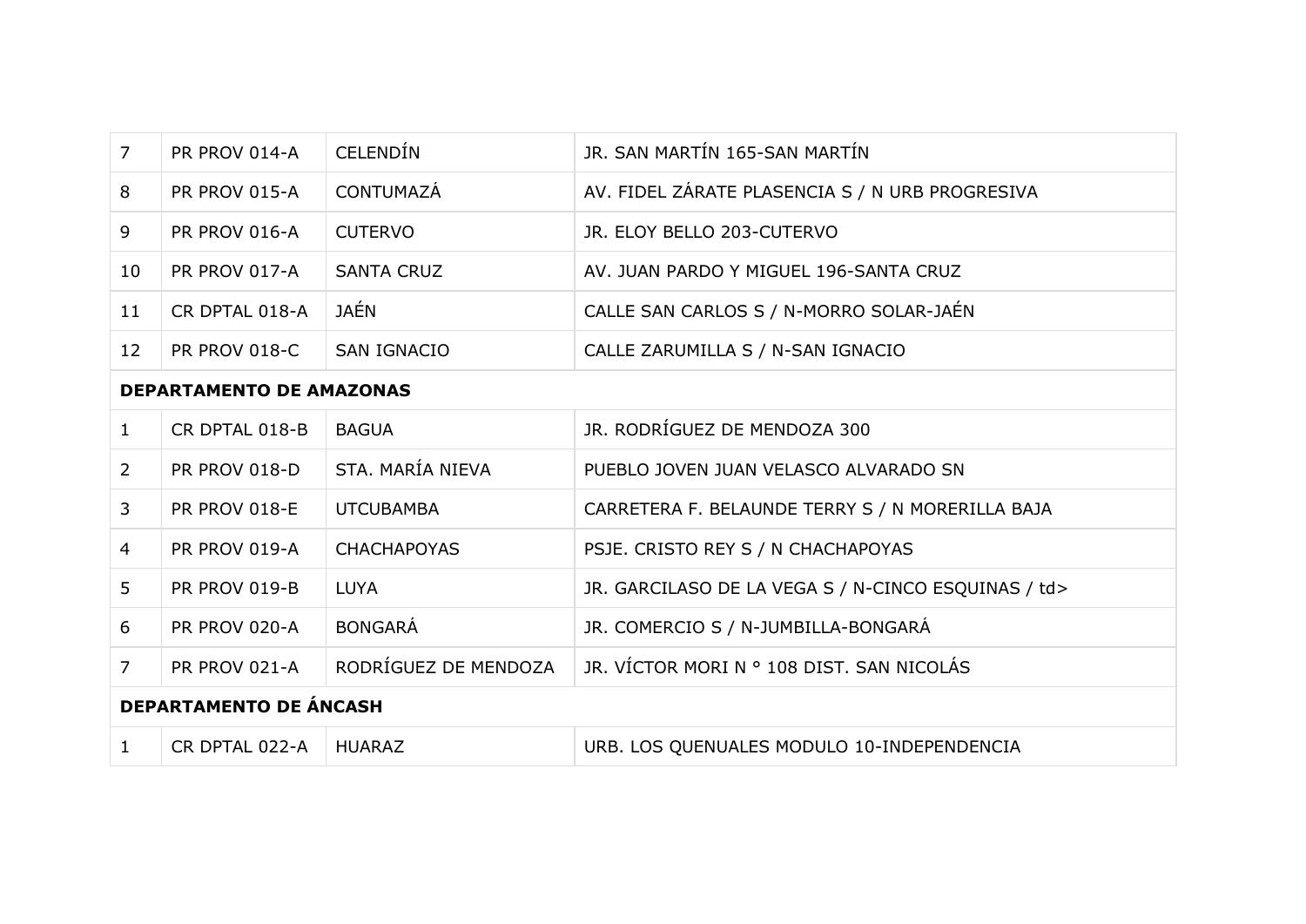| | | | |
|---|---|---|---|
| 7 | PR PROV 014-A | CELENDÍN | JR. SAN MARTÍN 165-SAN MARTÍN |
| 8 | PR PROV 015-A | CONTUMAZÁ | AV. FIDEL ZÁRATE PLASENCIA S / N URB PROGRESIVA |
| 9 | PR PROV 016-A | CUTERVO | JR. ELOY BELLO 203-CUTERVO |
| 10 | PR PROV 017-A | SANTA CRUZ | AV. JUAN PARDO Y MIGUEL 196-SANTA CRUZ |
| 11 | CR DPTAL 018-A | JAÉN | CALLE SAN CARLOS S / N-MORRO SOLAR-JAÉN |
| 12 | PR PROV 018-C | SAN IGNACIO | CALLE ZARUMILLA S / N-SAN IGNACIO |
| **DEPARTAMENTO DE AMAZONAS** | | | |
| 1 | CR DPTAL 018-B | BAGUA | JR. RODRÍGUEZ DE MENDOZA 300 |
| 2 | PR PROV 018-D | STA. MARÍA NIEVA | PUEBLO JOVEN JUAN VELASCO ALVARADO SN |
| 3 | PR PROV 018-E | UTCUBAMBA | CARRETERA F. BELAUNDE TERRY S / N MORERILLA BAJA |
| 4 | PR PROV 019-A | CHACHAPOYAS | PSJE. CRISTO REY S / N CHACHAPOYAS |
| 5 | PR PROV 019-B | LUYA | JR. GARCILASO DE LA VEGA S / N-CINCO ESQUINAS / td> |
| 6 | PR PROV 020-A | BONGARÁ | JR. COMERCIO S / N-JUMBILLA-BONGARÁ |
| 7 | PR PROV 021-A | RODRÍGUEZ DE MENDOZA | JR. VÍCTOR MORI N ° 108 DIST. SAN NICOLÁS |
| **DEPARTAMENTO DE ÁNCASH** | | | |
| 1 | CR DPTAL 022-A | HUARAZ | URB. LOS QUENUALES MODULO 10-INDEPENDENCIA |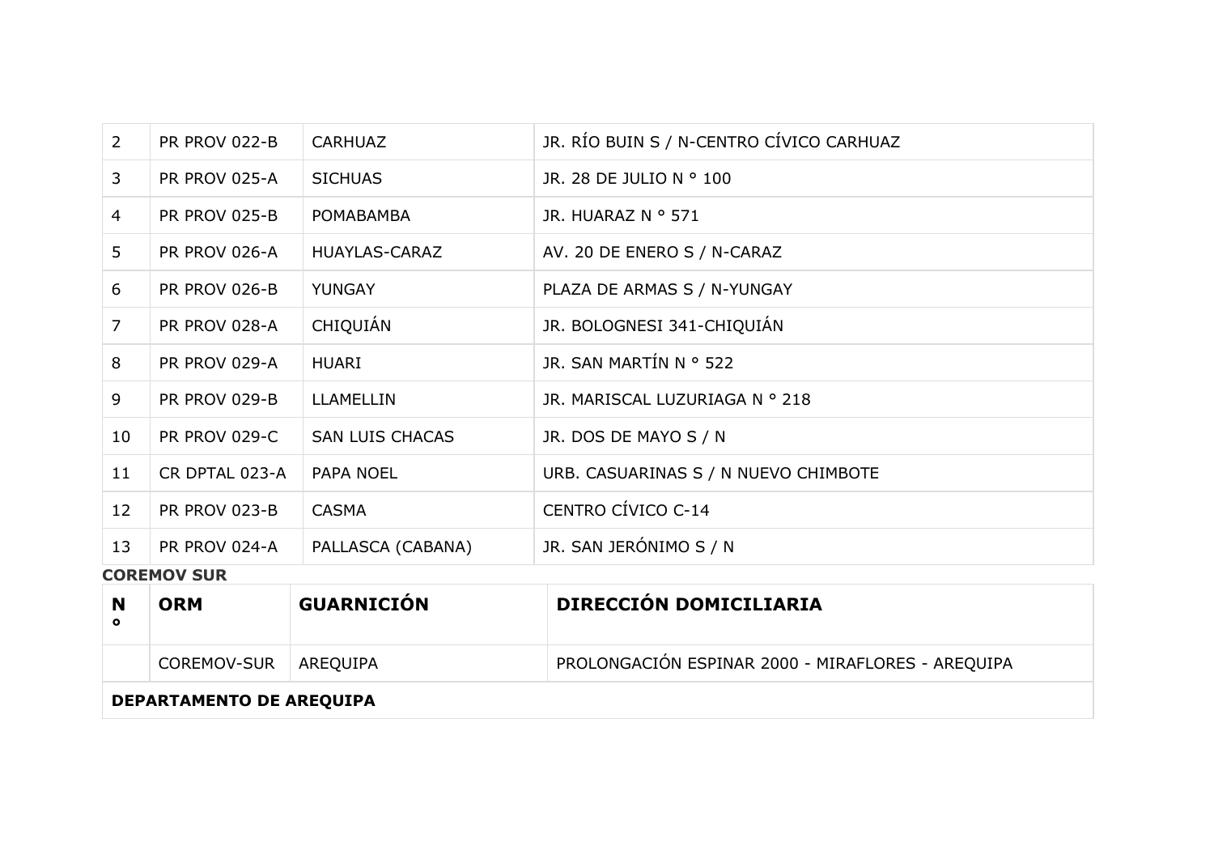| | | | |
|---|---|---|---|
| 2 | PR PROV 022-B | CARHUAZ | JR. RÍO BUIN S / N-CENTRO CÍVICO CARHUAZ |
| 3 | PR PROV 025-A | SICHUAS | JR. 28 DE JULIO N ° 100 |
| 4 | PR PROV 025-B | POMABAMBA | JR. HUARAZ N ° 571 |
| 5 | PR PROV 026-A | HUAYLAS-CARAZ | AV. 20 DE ENERO S / N-CARAZ |
| 6 | PR PROV 026-B | YUNGAY | PLAZA DE ARMAS S / N-YUNGAY |
| 7 | PR PROV 028-A | CHIQUIÁN | JR. BOLOGNESI 341-CHIQUIÁN |
| 8 | PR PROV 029-A | HUARI | JR. SAN MARTÍN N ° 522 |
| 9 | PR PROV 029-B | LLAMELLIN | JR. MARISCAL LUZURIAGA N ° 218 |
| 10 | PR PROV 029-C | SAN LUIS CHACAS | JR. DOS DE MAYO S / N |
| 11 | CR DPTAL 023-A | PAPA NOEL | URB. CASUARINAS S / N NUEVO CHIMBOTE |
| 12 | PR PROV 023-B | CASMA | CENTRO CÍVICO C-14 |
| 13 | PR PROV 024-A | PALLASCA (CABANA) | JR. SAN JERÓNIMO S / N |

**COREMOV SUR**

| N ° | ORM | GUARNICIÓN | DIRECCIÓN DOMICILIARIA |
|---|---|---|---|
| | COREMOV-SUR | AREQUIPA | PROLONGACIÓN ESPINAR 2000 - MIRAFLORES - AREQUIPA |
| **DEPARTAMENTO DE AREQUIPA** | | | |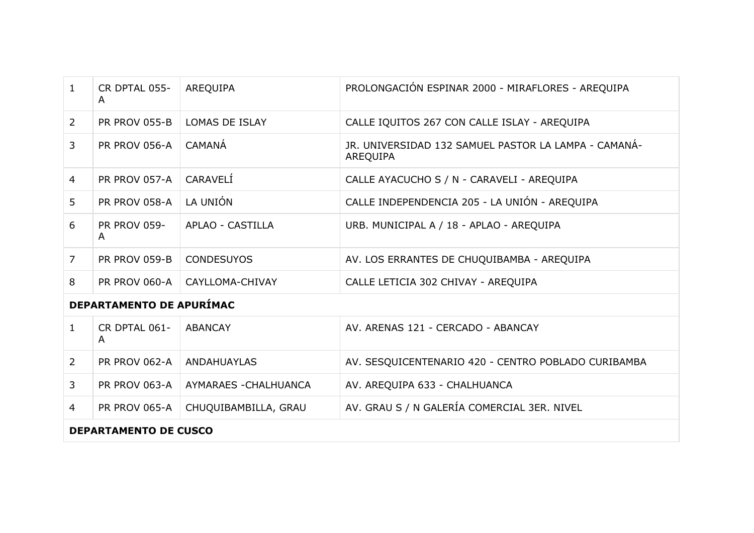| | | | |
|---|---|---|---|
| 1 | CR DPTAL 055-A | AREQUIPA | PROLONGACIÓN ESPINAR 2000 - MIRAFLORES - AREQUIPA |
| 2 | PR PROV 055-B | LOMAS DE ISLAY | CALLE IQUITOS 267 CON CALLE ISLAY - AREQUIPA |
| 3 | PR PROV 056-A | CAMANÁ | JR. UNIVERSIDAD 132 SAMUEL PASTOR LA LAMPA - CAMANÁ-AREQUIPA |
| 4 | PR PROV 057-A | CARAVELÍ | CALLE AYACUCHO S / N - CARAVELI - AREQUIPA |
| 5 | PR PROV 058-A | LA UNIÓN | CALLE INDEPENDENCIA 205 - LA UNIÓN - AREQUIPA |
| 6 | PR PROV 059-A | APLAO - CASTILLA | URB. MUNICIPAL A / 18 - APLAO - AREQUIPA |
| 7 | PR PROV 059-B | CONDESUYOS | AV. LOS ERRANTES DE CHUQUIBAMBA - AREQUIPA |
| 8 | PR PROV 060-A | CAYLLOMA-CHIVAY | CALLE LETICIA 302 CHIVAY - AREQUIPA |
| **DEPARTAMENTO DE APURÍMAC** | | | |
| 1 | CR DPTAL 061-A | ABANCAY | AV. ARENAS 121 - CERCADO - ABANCAY |
| 2 | PR PROV 062-A | ANDAHUAYLAS | AV. SESQUICENTENARIO 420 - CENTRO POBLADO CURIBAMBA |
| 3 | PR PROV 063-A | AYMARAES -CHALHUANCA | AV. AREQUIPA 633 - CHALHUANCA |
| 4 | PR PROV 065-A | CHUQUIBAMBILLA, GRAU | AV. GRAU S / N GALERÍA COMERCIAL 3ER. NIVEL |
| **DEPARTAMENTO DE CUSCO** | | | |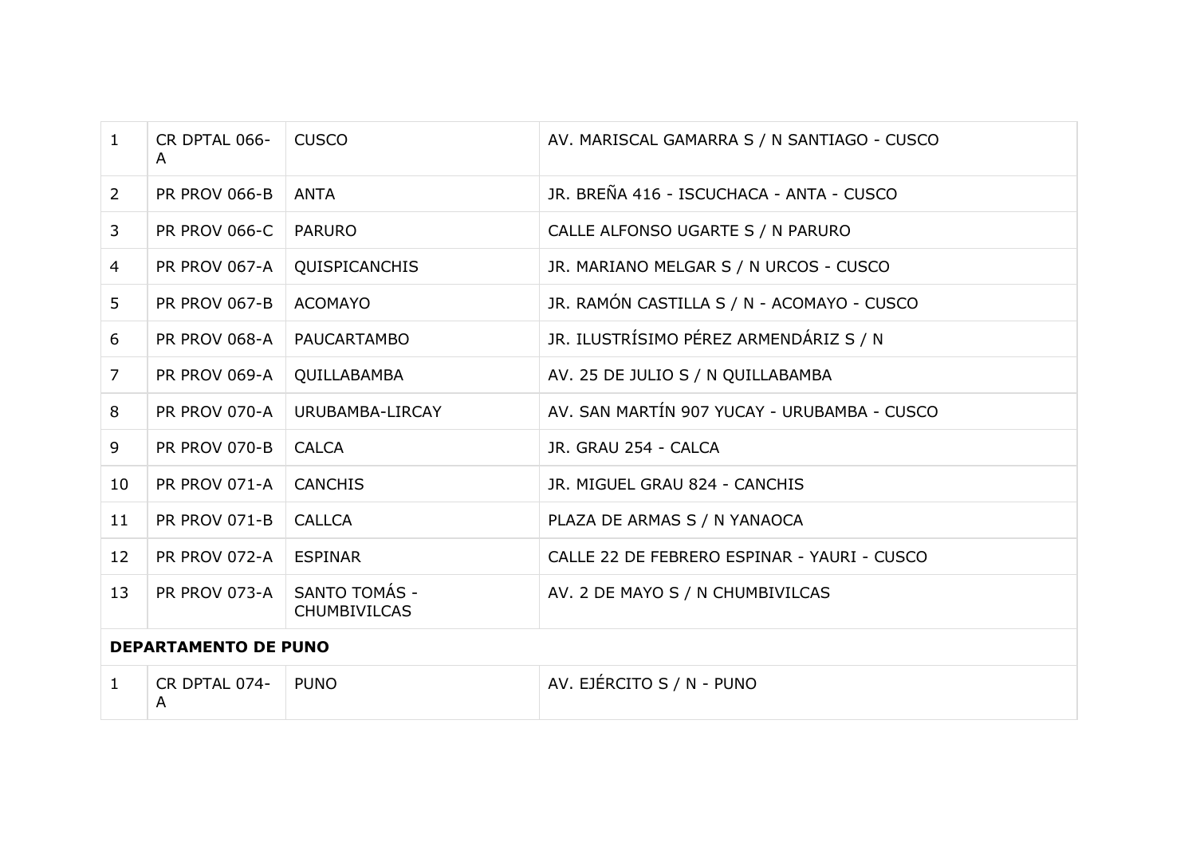| | | | |
|---|---|---|---|
| 1 | CR DPTAL 066-A | CUSCO | AV. MARISCAL GAMARRA S / N SANTIAGO - CUSCO |
| 2 | PR PROV 066-B | ANTA | JR. BREÑA 416 - ISCUCHACA - ANTA - CUSCO |
| 3 | PR PROV 066-C | PARURO | CALLE ALFONSO UGARTE S / N PARURO |
| 4 | PR PROV 067-A | QUISPICANCHIS | JR. MARIANO MELGAR S / N URCOS - CUSCO |
| 5 | PR PROV 067-B | ACOMAYO | JR. RAMÓN CASTILLA S / N - ACOMAYO - CUSCO |
| 6 | PR PROV 068-A | PAUCARTAMBO | JR. ILUSTRÍSIMO PÉREZ ARMENDÁRIZ S / N |
| 7 | PR PROV 069-A | QUILLABAMBA | AV. 25 DE JULIO S / N QUILLABAMBA |
| 8 | PR PROV 070-A | URUBAMBA-LIRCAY | AV. SAN MARTÍN 907 YUCAY - URUBAMBA - CUSCO |
| 9 | PR PROV 070-B | CALCA | JR. GRAU 254 - CALCA |
| 10 | PR PROV 071-A | CANCHIS | JR. MIGUEL GRAU 824 - CANCHIS |
| 11 | PR PROV 071-B | CALLCA | PLAZA DE ARMAS S / N YANAOCA |
| 12 | PR PROV 072-A | ESPINAR | CALLE 22 DE FEBRERO ESPINAR - YAURI - CUSCO |
| 13 | PR PROV 073-A | SANTO TOMÁS - CHUMBIVILCAS | AV. 2 DE MAYO S / N CHUMBIVILCAS |
| **DEPARTAMENTO DE PUNO** | | | |
| 1 | CR DPTAL 074-A | PUNO | AV. EJÉRCITO S / N - PUNO |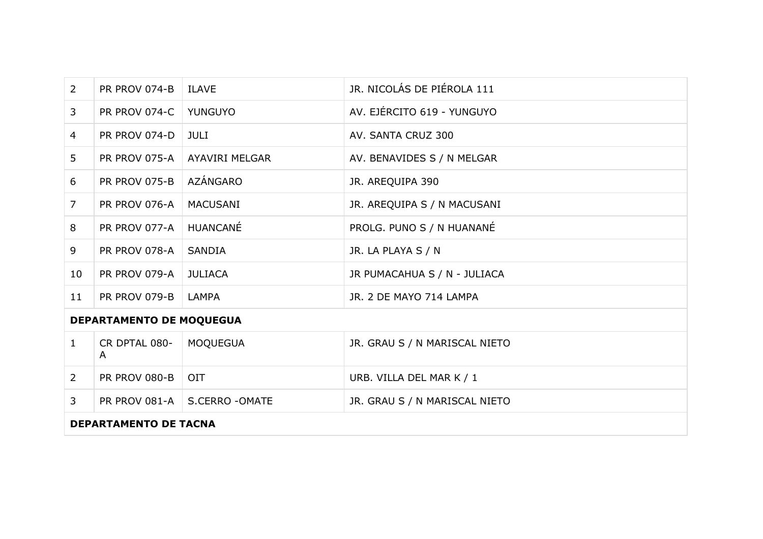| | | | |
|---|---|---|---|
| 2 | PR PROV 074-B | ILAVE | JR. NICOLÁS DE PIÉROLA 111 |
| 3 | PR PROV 074-C | YUNGUYO | AV. EJÉRCITO 619 - YUNGUYO |
| 4 | PR PROV 074-D | JULI | AV. SANTA CRUZ 300 |
| 5 | PR PROV 075-A | AYAVIRI MELGAR | AV. BENAVIDES S / N MELGAR |
| 6 | PR PROV 075-B | AZÁNGARO | JR. AREQUIPA 390 |
| 7 | PR PROV 076-A | MACUSANI | JR. AREQUIPA S / N MACUSANI |
| 8 | PR PROV 077-A | HUANCANÉ | PROLG. PUNO S / N HUANANÉ |
| 9 | PR PROV 078-A | SANDIA | JR. LA PLAYA S / N |
| 10 | PR PROV 079-A | JULIACA | JR PUMACAHUA S / N - JULIACA |
| 11 | PR PROV 079-B | LAMPA | JR. 2 DE MAYO 714 LAMPA |
| **DEPARTAMENTO DE MOQUEGUA** | | | |
| 1 | CR DPTAL 080-A | MOQUEGUA | JR. GRAU S / N MARISCAL NIETO |
| 2 | PR PROV 080-B | OIT | URB. VILLA DEL MAR K / 1 |
| 3 | PR PROV 081-A | S.CERRO -OMATE | JR. GRAU S / N MARISCAL NIETO |
| **DEPARTAMENTO DE TACNA** | | | |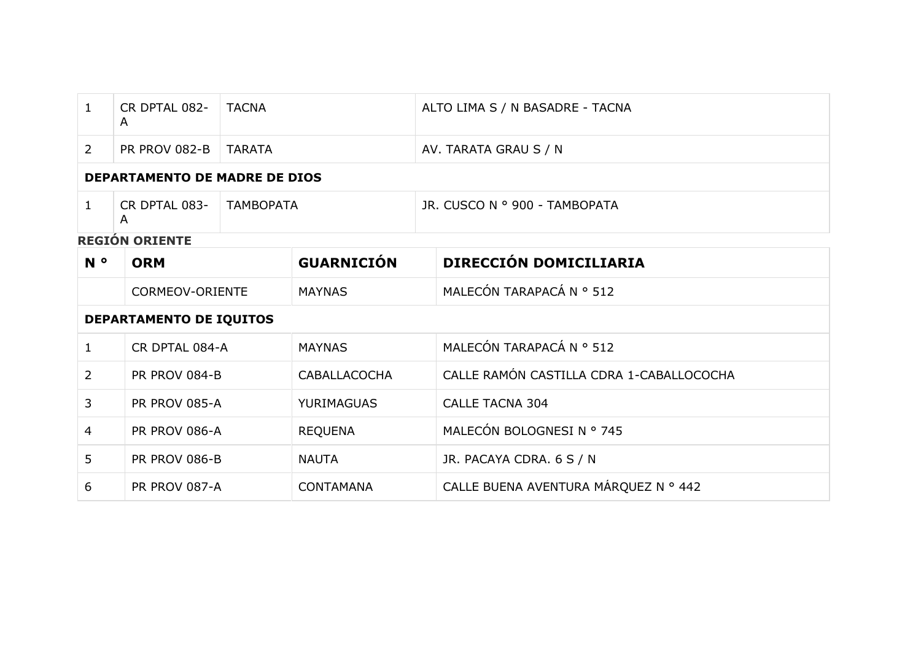| | | | |
|---|---|---|---|
| 1 | CR DPTAL 082-A | TACNA | ALTO LIMA S / N BASADRE - TACNA |
| 2 | PR PROV 082-B | TARATA | AV. TARATA GRAU S / N |
| **DEPARTAMENTO DE MADRE DE DIOS** | | | |
| 1 | CR DPTAL 083-A | TAMBOPATA | JR. CUSCO N ° 900 - TAMBOPATA |

**REGIÓN ORIENTE**

| N ° | ORM | GUARNICIÓN | DIRECCIÓN DOMICILIARIA |
|---|---|---|---|
| | CORMEOV-ORIENTE | MAYNAS | MALECÓN TARAPACÁ N ° 512 |
| **DEPARTAMENTO DE IQUITOS** | | | |
| 1 | CR DPTAL 084-A | MAYNAS | MALECÓN TARAPACÁ N ° 512 |
| 2 | PR PROV 084-B | CABALLACOCHA | CALLE RAMÓN CASTILLA CDRA 1-CABALLOCOCHA |
| 3 | PR PROV 085-A | YURIMAGUAS | CALLE TACNA 304 |
| 4 | PR PROV 086-A | REQUENA | MALECÓN BOLOGNESI N ° 745 |
| 5 | PR PROV 086-B | NAUTA | JR. PACAYA CDRA. 6 S / N |
| 6 | PR PROV 087-A | CONTAMANA | CALLE BUENA AVENTURA MÁRQUEZ N ° 442 |